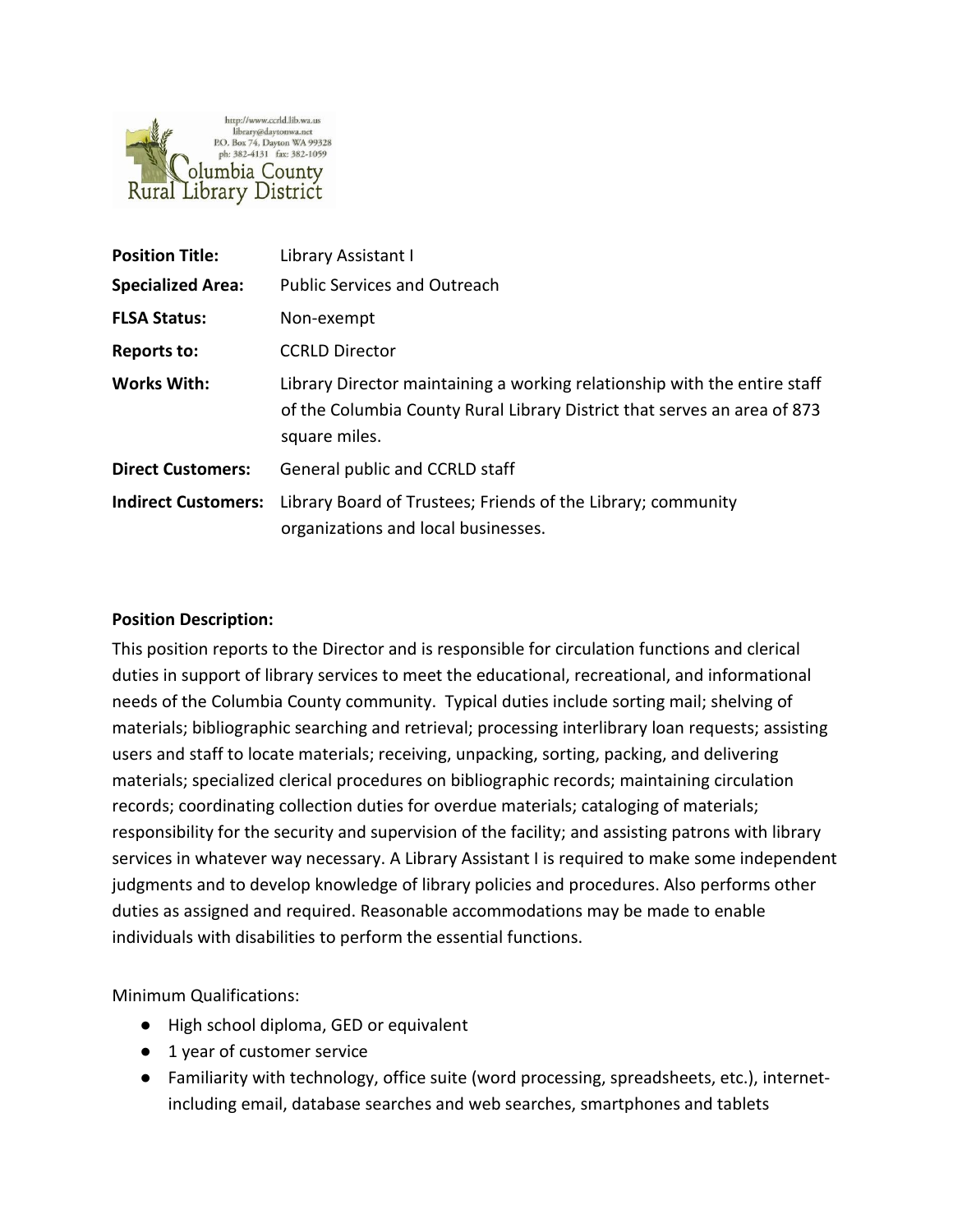http://www.ccrld.lib.wa.us
library@daytonwa.net
P.O. Box 74, Dayton WA 99328
ph: 382-4131 fax: 382-1059

Columbia County
Rural Library District

| | |
|---|---|
| **Position Title:** | Library Assistant I |
| **Specialized Area:** | Public Services and Outreach |
| **FLSA Status:** | Non-exempt |
| **Reports to:** | CCRLD Director |
| **Works With:** | Library Director maintaining a working relationship with the entire staff of the Columbia County Rural Library District that serves an area of 873 square miles. |
| **Direct Customers:** | General public and CCRLD staff |
| **Indirect Customers:** | Library Board of Trustees; Friends of the Library; community organizations and local businesses. |

**Position Description:**

This position reports to the Director and is responsible for circulation functions and clerical duties in support of library services to meet the educational, recreational, and informational needs of the Columbia County community. Typical duties include sorting mail; shelving of materials; bibliographic searching and retrieval; processing interlibrary loan requests; assisting users and staff to locate materials; receiving, unpacking, sorting, packing, and delivering materials; specialized clerical procedures on bibliographic records; maintaining circulation records; coordinating collection duties for overdue materials; cataloging of materials; responsibility for the security and supervision of the facility; and assisting patrons with library services in whatever way necessary. A Library Assistant I is required to make some independent judgments and to develop knowledge of library policies and procedures. Also performs other duties as assigned and required. Reasonable accommodations may be made to enable individuals with disabilities to perform the essential functions.

Minimum Qualifications:

- High school diploma, GED or equivalent
- 1 year of customer service
- Familiarity with technology, office suite (word processing, spreadsheets, etc.), internet- including email, database searches and web searches, smartphones and tablets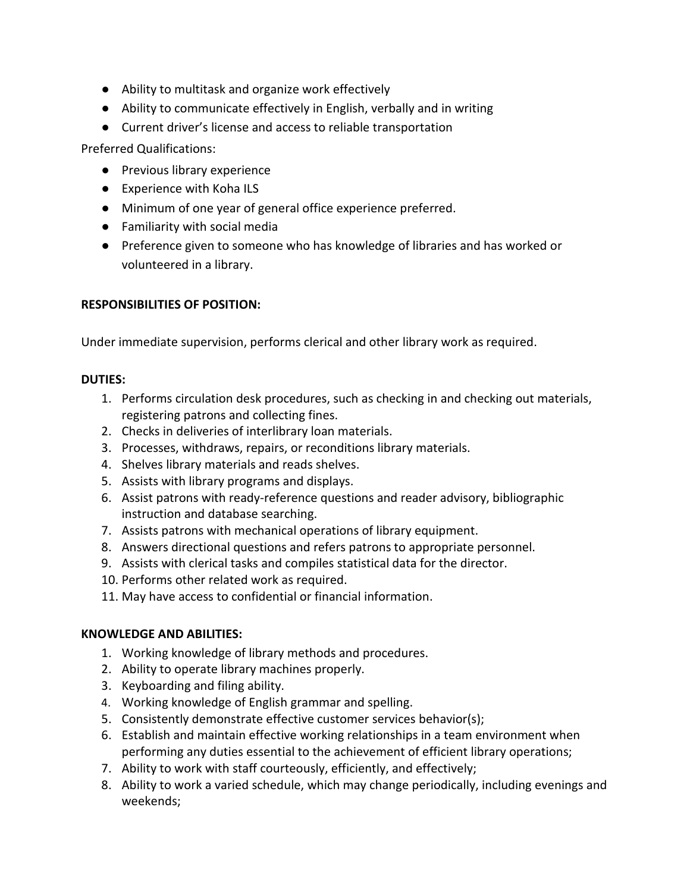- Ability to multitask and organize work effectively
- Ability to communicate effectively in English, verbally and in writing
- Current driver's license and access to reliable transportation

Preferred Qualifications:

- Previous library experience
- Experience with Koha ILS
- Minimum of one year of general office experience preferred.
- Familiarity with social media
- Preference given to someone who has knowledge of libraries and has worked or volunteered in a library.

**RESPONSIBILITIES OF POSITION:**

Under immediate supervision, performs clerical and other library work as required.

**DUTIES:**

1. Performs circulation desk procedures, such as checking in and checking out materials, registering patrons and collecting fines.
2. Checks in deliveries of interlibrary loan materials.
3. Processes, withdraws, repairs, or reconditions library materials.
4. Shelves library materials and reads shelves.
5. Assists with library programs and displays.
6. Assist patrons with ready-reference questions and reader advisory, bibliographic instruction and database searching.
7. Assists patrons with mechanical operations of library equipment.
8. Answers directional questions and refers patrons to appropriate personnel.
9. Assists with clerical tasks and compiles statistical data for the director.
10. Performs other related work as required.
11. May have access to confidential or financial information.

**KNOWLEDGE AND ABILITIES:**

1. Working knowledge of library methods and procedures.
2. Ability to operate library machines properly.
3. Keyboarding and filing ability.
4. Working knowledge of English grammar and spelling.
5. Consistently demonstrate effective customer services behavior(s);
6. Establish and maintain effective working relationships in a team environment when performing any duties essential to the achievement of efficient library operations;
7. Ability to work with staff courteously, efficiently, and effectively;
8. Ability to work a varied schedule, which may change periodically, including evenings and weekends;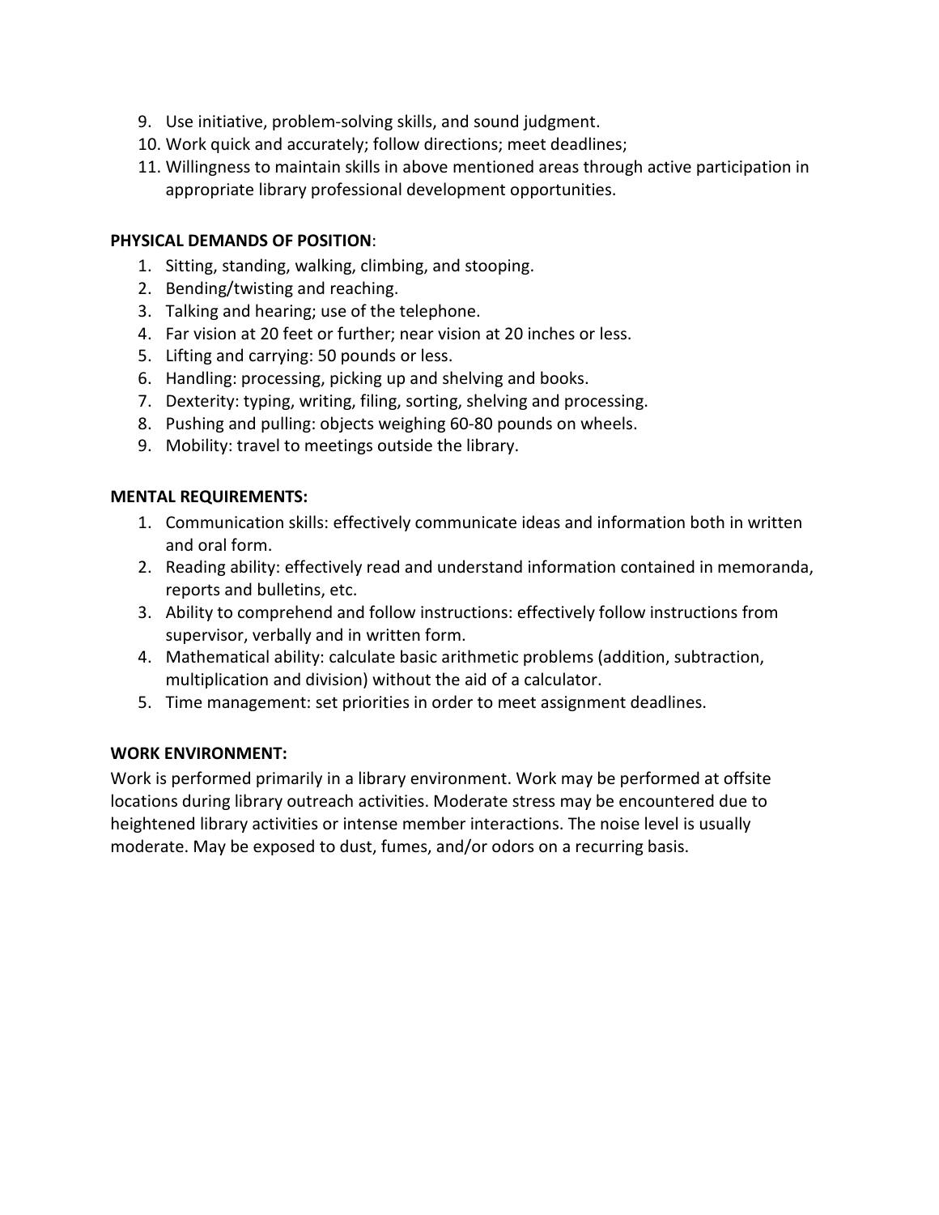9. Use initiative, problem-solving skills, and sound judgment.
10. Work quick and accurately; follow directions; meet deadlines;
11. Willingness to maintain skills in above mentioned areas through active participation in appropriate library professional development opportunities.

**PHYSICAL DEMANDS OF POSITION**:

1. Sitting, standing, walking, climbing, and stooping.
2. Bending/twisting and reaching.
3. Talking and hearing; use of the telephone.
4. Far vision at 20 feet or further; near vision at 20 inches or less.
5. Lifting and carrying: 50 pounds or less.
6. Handling: processing, picking up and shelving and books.
7. Dexterity: typing, writing, filing, sorting, shelving and processing.
8. Pushing and pulling: objects weighing 60-80 pounds on wheels.
9. Mobility: travel to meetings outside the library.

**MENTAL REQUIREMENTS:**

1. Communication skills: effectively communicate ideas and information both in written and oral form.
2. Reading ability: effectively read and understand information contained in memoranda, reports and bulletins, etc.
3. Ability to comprehend and follow instructions: effectively follow instructions from supervisor, verbally and in written form.
4. Mathematical ability: calculate basic arithmetic problems (addition, subtraction, multiplication and division) without the aid of a calculator.
5. Time management: set priorities in order to meet assignment deadlines.

**WORK ENVIRONMENT:**

Work is performed primarily in a library environment. Work may be performed at offsite locations during library outreach activities. Moderate stress may be encountered due to heightened library activities or intense member interactions. The noise level is usually moderate. May be exposed to dust, fumes, and/or odors on a recurring basis.